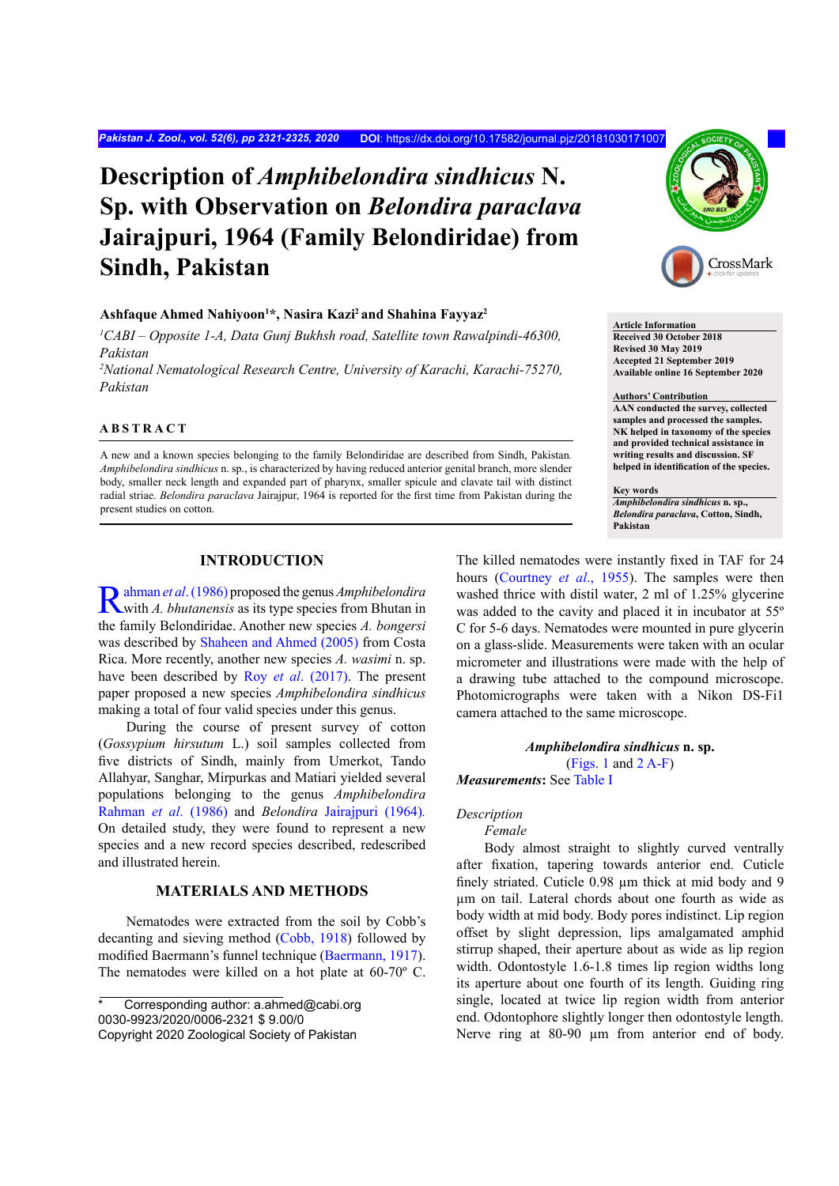# Description of *Amphibelondira sindhicus* N. Sp. with Observation on *Belondira paraclava* Jairajpuri, 1964 (Family Belondiridae) from Sindh, Pakistan

**Ashfaque Ahmed Nahiyoon[1]\*, Nasira Kazi[2] and Shahina Fayyaz[2]**

[1]*CABI – Opposite 1-A, Data Gunj Bukhsh road, Satellite town Rawalpindi-46300, Pakistan*

[2]*National Nematological Research Centre, University of Karachi, Karachi-75270, Pakistan*

**Article Information**
**Received 30 October 2018**
**Revised 30 May 2019**
**Accepted 21 September 2019**
**Available online 16 September 2020**

**Authors' Contribution**
**AAN conducted the survey, collected samples and processed the samples. NK helped in taxonomy of the species and provided technical assistance in writing results and discussion. SF helped in identification of the species.**

**Key words**
***Amphibelondira sindhicus* n. sp., *Belondira paraclava*, Cotton, Sindh, Pakistan**

## ABSTRACT

A new and a known species belonging to the family Belondiridae are described from Sindh, Pakistan. *Amphibelondira sindhicus* n. sp., is characterized by having reduced anterior genital branch, more slender body, smaller neck length and expanded part of pharynx, smaller spicule and clavate tail with distinct radial striae. *Belondira paraclava* Jairajpur, 1964 is reported for the first time from Pakistan during the present studies on cotton.

## INTRODUCTION

Rahman *et al*. (1986) proposed the genus *Amphibelondira* with *A. bhutanensis* as its type species from Bhutan in the family Belondiridae. Another new species *A. bongersi* was described by Shaheen and Ahmed (2005) from Costa Rica. More recently, another new species *A. wasimi* n. sp. have been described by Roy *et al*. (2017). The present paper proposed a new species *Amphibelondira sindhicus* making a total of four valid species under this genus.

During the course of present survey of cotton (*Gossypium hirsutum* L.) soil samples collected from five districts of Sindh, mainly from Umerkot, Tando Allahyar, Sanghar, Mirpurkas and Matiari yielded several populations belonging to the genus *Amphibelondira* Rahman *et al*. (1986) and *Belondira* Jairajpuri (1964). On detailed study, they were found to represent a new species and a new record species described, redescribed and illustrated herein.

## MATERIALS AND METHODS

Nematodes were extracted from the soil by Cobb's decanting and sieving method (Cobb, 1918) followed by modified Baermann's funnel technique (Baermann, 1917). The nematodes were killed on a hot plate at 60-70º C. The killed nematodes were instantly fixed in TAF for 24 hours (Courtney *et al*., 1955). The samples were then washed thrice with distil water, 2 ml of 1.25% glycerine was added to the cavity and placed it in incubator at 55º C for 5-6 days. Nematodes were mounted in pure glycerin on a glass-slide. Measurements were taken with an ocular micrometer and illustrations were made with the help of a drawing tube attached to the compound microscope. Photomicrographs were taken with a Nikon DS-Fi1 camera attached to the same microscope.

### *Amphibelondira sindhicus* n. sp.

(Figs. 1 and 2 A-F)

***Measurements***: See Table I

*Description*

*Female*

Body almost straight to slightly curved ventrally after fixation, tapering towards anterior end. Cuticle finely striated. Cuticle 0.98 µm thick at mid body and 9 µm on tail. Lateral chords about one fourth as wide as body width at mid body. Body pores indistinct. Lip region offset by slight depression, lips amalgamated amphid stirrup shaped, their aperture about as wide as lip region width. Odontostyle 1.6-1.8 times lip region widths long its aperture about one fourth of its length. Guiding ring single, located at twice lip region width from anterior end. Odontophore slightly longer then odontostyle length. Nerve ring at 80-90 µm from anterior end of body.

\* Corresponding author: a.ahmed@cabi.org
0030-9923/2020/0006-2321 $ 9.00/0
Copyright 2020 Zoological Society of Pakistan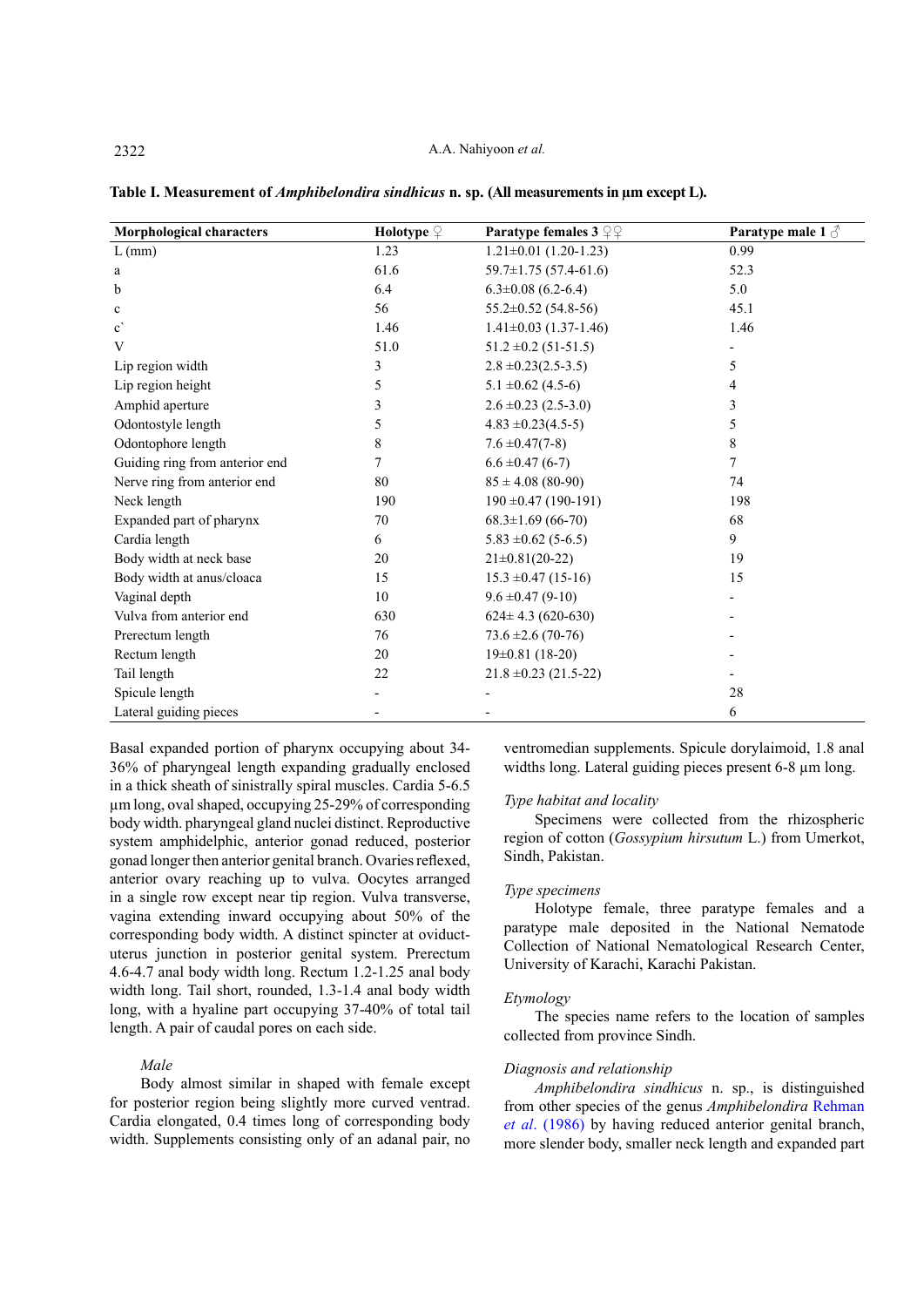**Table I. Measurement of *Amphibelondira sindhicus* n. sp. (All measurements in µm except L).**

| Morphological characters | Holotype ♀ | Paratype females 3 ♀♀ | Paratype male 1 ♂ |
|---|---|---|---|
| L (mm) | 1.23 | 1.21±0.01 (1.20-1.23) | 0.99 |
| a | 61.6 | 59.7±1.75 (57.4-61.6) | 52.3 |
| b | 6.4 | 6.3±0.08 (6.2-6.4) | 5.0 |
| c | 56 | 55.2±0.52 (54.8-56) | 45.1 |
| c` | 1.46 | 1.41±0.03 (1.37-1.46) | 1.46 |
| V | 51.0 | 51.2 ±0.2 (51-51.5) | - |
| Lip region width | 3 | 2.8 ±0.23(2.5-3.5) | 5 |
| Lip region height | 5 | 5.1 ±0.62 (4.5-6) | 4 |
| Amphid aperture | 3 | 2.6 ±0.23 (2.5-3.0) | 3 |
| Odontostyle length | 5 | 4.83 ±0.23(4.5-5) | 5 |
| Odontophore length | 8 | 7.6 ±0.47(7-8) | 8 |
| Guiding ring from anterior end | 7 | 6.6 ±0.47 (6-7) | 7 |
| Nerve ring from anterior end | 80 | 85 ± 4.08 (80-90) | 74 |
| Neck length | 190 | 190 ±0.47 (190-191) | 198 |
| Expanded part of pharynx | 70 | 68.3±1.69 (66-70) | 68 |
| Cardia length | 6 | 5.83 ±0.62 (5-6.5) | 9 |
| Body width at neck base | 20 | 21±0.81(20-22) | 19 |
| Body width at anus/cloaca | 15 | 15.3 ±0.47 (15-16) | 15 |
| Vaginal depth | 10 | 9.6 ±0.47 (9-10) | - |
| Vulva from anterior end | 630 | 624± 4.3 (620-630) | - |
| Prerectum length | 76 | 73.6 ±2.6 (70-76) | - |
| Rectum length | 20 | 19±0.81 (18-20) | - |
| Tail length | 22 | 21.8 ±0.23 (21.5-22) | - |
| Spicule length | - | - | 28 |
| Lateral guiding pieces | - | - | 6 |

Basal expanded portion of pharynx occupying about 34-36% of pharyngeal length expanding gradually enclosed in a thick sheath of sinistrally spiral muscles. Cardia 5-6.5 µm long, oval shaped, occupying 25-29% of corresponding body width. pharyngeal gland nuclei distinct. Reproductive system amphidelphic, anterior gonad reduced, posterior gonad longer then anterior genital branch. Ovaries reflexed, anterior ovary reaching up to vulva. Oocytes arranged in a single row except near tip region. Vulva transverse, vagina extending inward occupying about 50% of the corresponding body width. A distinct spincter at oviduct-uterus junction in posterior genital system. Prerectum 4.6-4.7 anal body width long. Rectum 1.2-1.25 anal body width long. Tail short, rounded, 1.3-1.4 anal body width long, with a hyaline part occupying 37-40% of total tail length. A pair of caudal pores on each side.

*Male*

Body almost similar in shaped with female except for posterior region being slightly more curved ventrad. Cardia elongated, 0.4 times long of corresponding body width. Supplements consisting only of an adanal pair, no ventromedian supplements. Spicule dorylaimoid, 1.8 anal widths long. Lateral guiding pieces present 6-8 µm long.

*Type habitat and locality*

Specimens were collected from the rhizospheric region of cotton (*Gossypium hirsutum* L.) from Umerkot, Sindh, Pakistan.

*Type specimens*

Holotype female, three paratype females and a paratype male deposited in the National Nematode Collection of National Nematological Research Center, University of Karachi, Karachi Pakistan.

*Etymology*

The species name refers to the location of samples collected from province Sindh.

*Diagnosis and relationship*

*Amphibelondira sindhicus* n. sp., is distinguished from other species of the genus *Amphibelondira* Rehman *et al*. (1986) by having reduced anterior genital branch, more slender body, smaller neck length and expanded part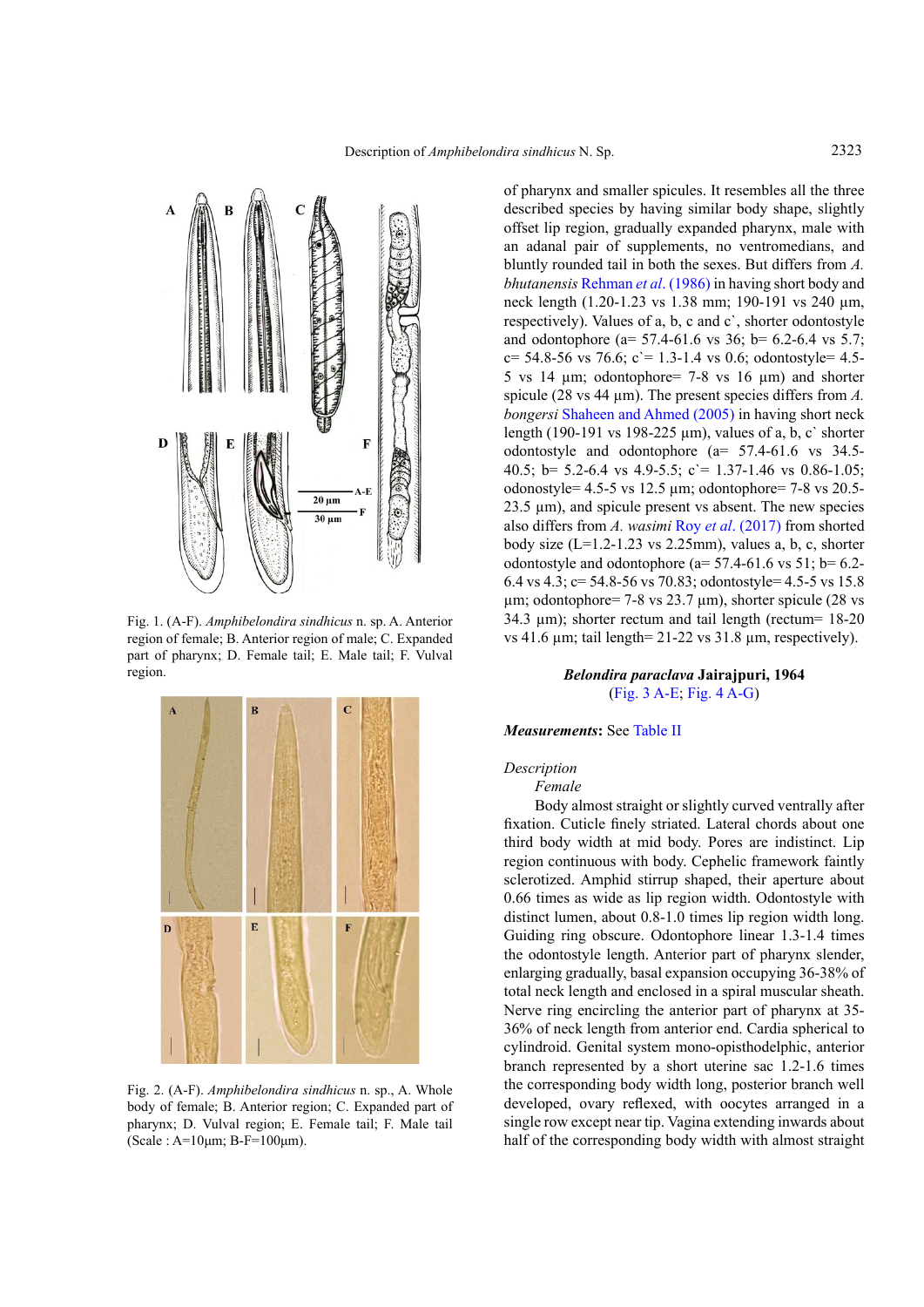Fig. 1. (A-F). *Amphibelondira sindhicus* n. sp. A. Anterior region of female; B. Anterior region of male; C. Expanded part of pharynx; D. Female tail; E. Male tail; F. Vulval region.

Fig. 2. (A-F). *Amphibelondira sindhicus* n. sp., A. Whole body of female; B. Anterior region; C. Expanded part of pharynx; D. Vulval region; E. Female tail; F. Male tail (Scale : A=10µm; B-F=100µm).

of pharynx and smaller spicules. It resembles all the three described species by having similar body shape, slightly offset lip region, gradually expanded pharynx, male with an adanal pair of supplements, no ventromedians, and bluntly rounded tail in both the sexes. But differs from *A. bhutanensis* Rehman *et al*. (1986) in having short body and neck length (1.20-1.23 vs 1.38 mm; 190-191 vs 240 µm, respectively). Values of a, b, c and c`, shorter odontostyle and odontophore (a= 57.4-61.6 vs 36; b= 6.2-6.4 vs 5.7; c= 54.8-56 vs 76.6; c`= 1.3-1.4 vs 0.6; odontostyle= 4.5-5 vs 14 µm; odontophore= 7-8 vs 16 µm) and shorter spicule (28 vs 44 µm). The present species differs from *A. bongersi* Shaheen and Ahmed (2005) in having short neck length (190-191 vs 198-225 µm), values of a, b, c` shorter odontostyle and odontophore (a= 57.4-61.6 vs 34.5-40.5; b= 5.2-6.4 vs 4.9-5.5; c`= 1.37-1.46 vs 0.86-1.05; odonostyle= 4.5-5 vs 12.5 µm; odontophore= 7-8 vs 20.5-23.5 µm), and spicule present vs absent. The new species also differs from *A. wasimi* Roy *et al*. (2017) from shorted body size (L=1.2-1.23 vs 2.25mm), values a, b, c, shorter odontostyle and odontophore (a= 57.4-61.6 vs 51; b= 6.2-6.4 vs 4.3; c= 54.8-56 vs 70.83; odontostyle= 4.5-5 vs 15.8 µm; odontophore= 7-8 vs 23.7 µm), shorter spicule (28 vs 34.3 µm); shorter rectum and tail length (rectum= 18-20 vs 41.6 µm; tail length= 21-22 vs 31.8 µm, respectively).

## *Belondira paraclava* Jairajpuri, 1964

(Fig. 3 A-E; Fig. 4 A-G)

***Measurements*:** See Table II

*Description*

*Female*

Body almost straight or slightly curved ventrally after fixation. Cuticle finely striated. Lateral chords about one third body width at mid body. Pores are indistinct. Lip region continuous with body. Cephelic framework faintly sclerotized. Amphid stirrup shaped, their aperture about 0.66 times as wide as lip region width. Odontostyle with distinct lumen, about 0.8-1.0 times lip region width long. Guiding ring obscure. Odontophore linear 1.3-1.4 times the odontostyle length. Anterior part of pharynx slender, enlarging gradually, basal expansion occupying 36-38% of total neck length and enclosed in a spiral muscular sheath. Nerve ring encircling the anterior part of pharynx at 35-36% of neck length from anterior end. Cardia spherical to cylindroid. Genital system mono-opisthodelphic, anterior branch represented by a short uterine sac 1.2-1.6 times the corresponding body width long, posterior branch well developed, ovary reflexed, with oocytes arranged in a single row except near tip. Vagina extending inwards about half of the corresponding body width with almost straight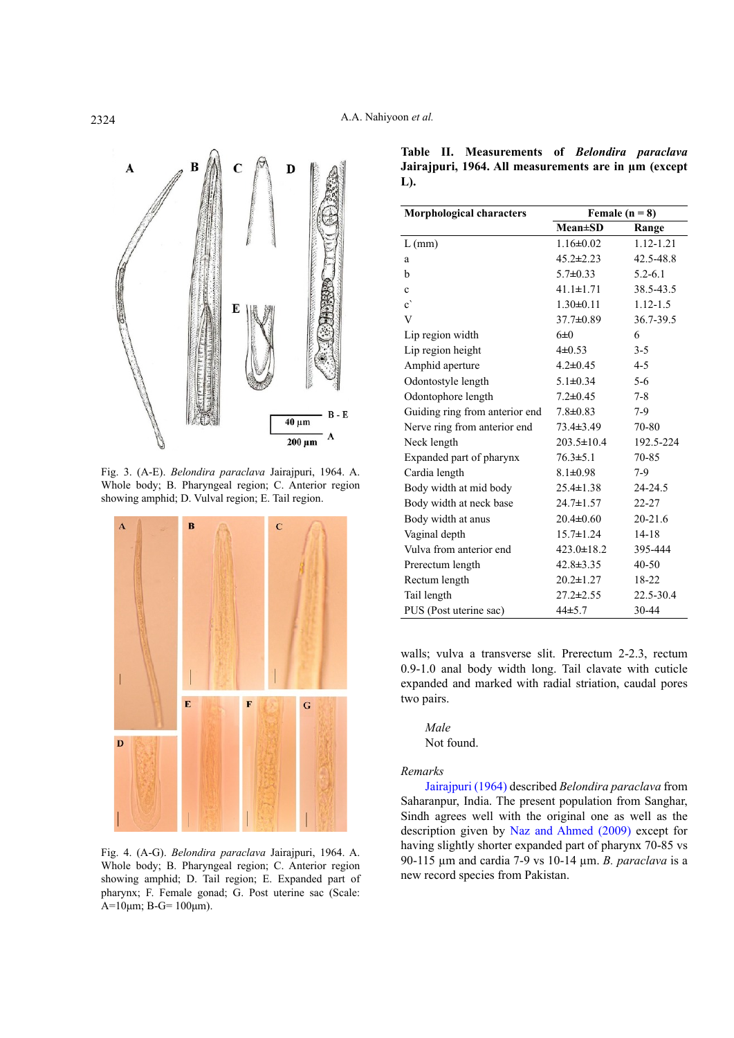Fig. 3. (A-E). *Belondira paraclava* Jairajpuri, 1964. A. Whole body; B. Pharyngeal region; C. Anterior region showing amphid; D. Vulval region; E. Tail region.

Fig. 4. (A-G). *Belondira paraclava* Jairajpuri, 1964. A. Whole body; B. Pharyngeal region; C. Anterior region showing amphid; D. Tail region; E. Expanded part of pharynx; F. Female gonad; G. Post uterine sac (Scale: A=10µm; B-G= 100µm).

**Table II. Measurements of *Belondira paraclava* Jairajpuri, 1964. All measurements are in µm (except L).**

| Morphological characters | Female (n = 8) | |
|---|---|---|
| | Mean±SD | Range |
| L (mm) | 1.16±0.02 | 1.12-1.21 |
| a | 45.2±2.23 | 42.5-48.8 |
| b | 5.7±0.33 | 5.2-6.1 |
| c | 41.1±1.71 | 38.5-43.5 |
| c` | 1.30±0.11 | 1.12-1.5 |
| V | 37.7±0.89 | 36.7-39.5 |
| Lip region width | 6±0 | 6 |
| Lip region height | 4±0.53 | 3-5 |
| Amphid aperture | 4.2±0.45 | 4-5 |
| Odontostyle length | 5.1±0.34 | 5-6 |
| Odontophore length | 7.2±0.45 | 7-8 |
| Guiding ring from anterior end | 7.8±0.83 | 7-9 |
| Nerve ring from anterior end | 73.4±3.49 | 70-80 |
| Neck length | 203.5±10.4 | 192.5-224 |
| Expanded part of pharynx | 76.3±5.1 | 70-85 |
| Cardia length | 8.1±0.98 | 7-9 |
| Body width at mid body | 25.4±1.38 | 24-24.5 |
| Body width at neck base | 24.7±1.57 | 22-27 |
| Body width at anus | 20.4±0.60 | 20-21.6 |
| Vaginal depth | 15.7±1.24 | 14-18 |
| Vulva from anterior end | 423.0±18.2 | 395-444 |
| Prerectum length | 42.8±3.35 | 40-50 |
| Rectum length | 20.2±1.27 | 18-22 |
| Tail length | 27.2±2.55 | 22.5-30.4 |
| PUS (Post uterine sac) | 44±5.7 | 30-44 |

walls; vulva a transverse slit. Prerectum 2-2.3, rectum 0.9-1.0 anal body width long. Tail clavate with cuticle expanded and marked with radial striation, caudal pores two pairs.

*Male*

Not found.

*Remarks*

Jairajpuri (1964) described *Belondira paraclava* from Saharanpur, India. The present population from Sanghar, Sindh agrees well with the original one as well as the description given by Naz and Ahmed (2009) except for having slightly shorter expanded part of pharynx 70-85 vs 90-115 µm and cardia 7-9 vs 10-14 µm. *B. paraclava* is a new record species from Pakistan.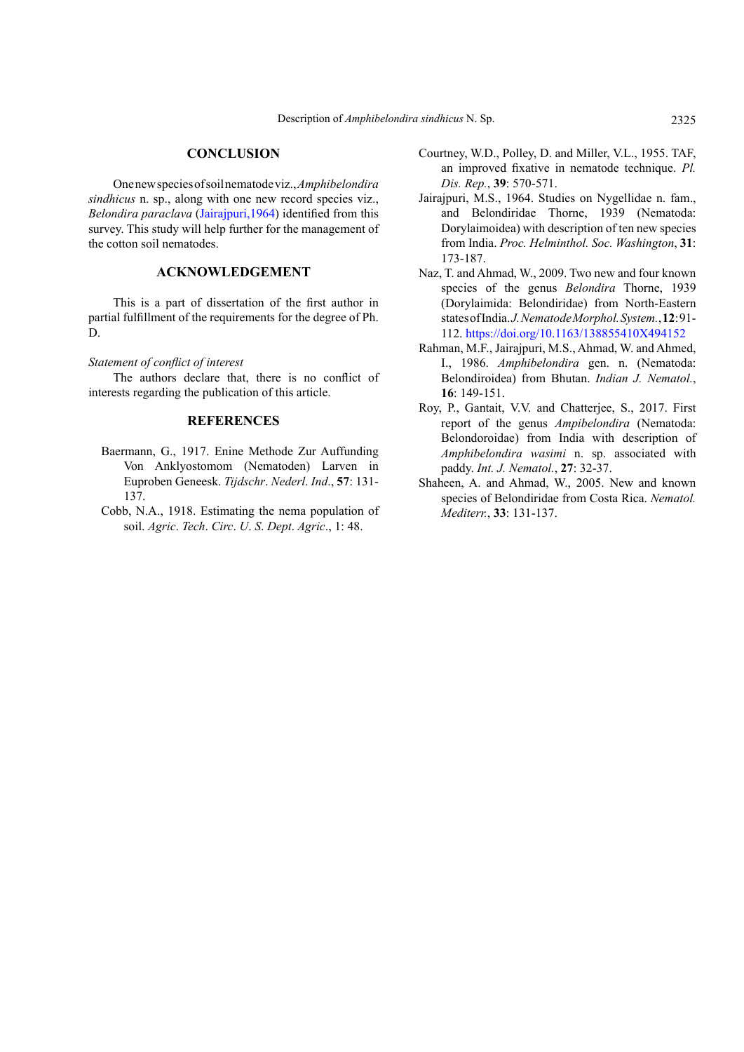## CONCLUSION

One new species of soil nematode viz., *Amphibelondira sindhicus* n. sp., along with one new record species viz., *Belondira paraclava* (Jairajpuri, 1964) identified from this survey. This study will help further for the management of the cotton soil nematodes.

## ACKNOWLEDGEMENT

This is a part of dissertation of the first author in partial fulfillment of the requirements for the degree of Ph. D.

*Statement of conflict of interest*

The authors declare that, there is no conflict of interests regarding the publication of this article.

## REFERENCES

Baermann, G., 1917. Enine Methode Zur Auffunding Von Anklyostomom (Nematoden) Larven in Euproben Geneesk. *Tijdschr*. *Nederl*. *Ind*., **57**: 131-137.

Cobb, N.A., 1918. Estimating the nema population of soil. *Agric*. *Tech*. *Circ*. *U*. *S*. *Dept*. *Agric*., 1: 48.

Courtney, W.D., Polley, D. and Miller, V.L., 1955. TAF, an improved fixative in nematode technique. *Pl. Dis. Rep.*, **39**: 570-571.

Jairajpuri, M.S., 1964. Studies on Nygellidae n. fam., and Belondiridae Thorne, 1939 (Nematoda: Dorylaimoidea) with description of ten new species from India. *Proc. Helminthol. Soc. Washington*, **31**: 173-187.

Naz, T. and Ahmad, W., 2009. Two new and four known species of the genus *Belondira* Thorne, 1939 (Dorylaimida: Belondiridae) from North-Eastern states of India. *J. Nematode Morphol. System.*, **12**: 91-112. https://doi.org/10.1163/138855410X494152

Rahman, M.F., Jairajpuri, M.S., Ahmad, W. and Ahmed, I., 1986. *Amphibelondira* gen. n. (Nematoda: Belondiroidea) from Bhutan. *Indian J. Nematol.*, **16**: 149-151.

Roy, P., Gantait, V.V. and Chatterjee, S., 2017. First report of the genus *Ampibelondira* (Nematoda: Belondoroidae) from India with description of *Amphibelondira wasimi* n. sp. associated with paddy. *Int. J. Nematol.*, **27**: 32-37.

Shaheen, A. and Ahmad, W., 2005. New and known species of Belondiridae from Costa Rica. *Nematol. Mediterr.*, **33**: 131-137.